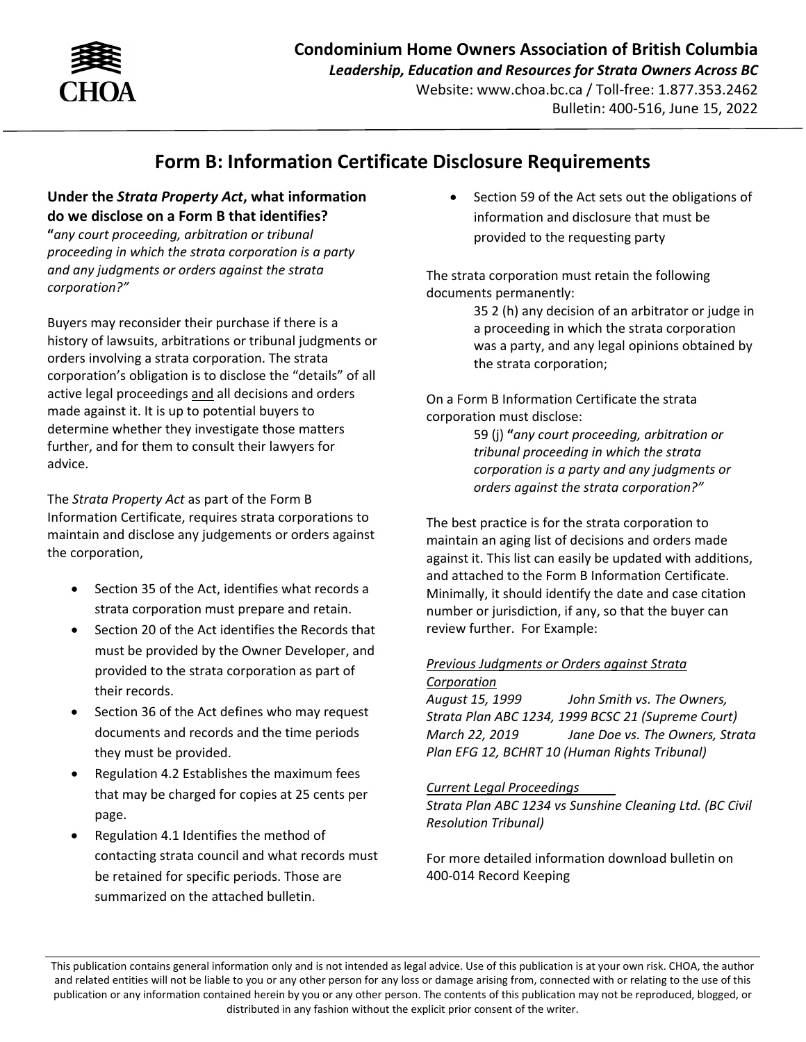**Condominium Home Owners Association of British Columbia**
***Leadership, Education and Resources for Strata Owners Across BC***
Website: www.choa.bc.ca / Toll-free: 1.877.353.2462
Bulletin: 400-516, June 15, 2022

# Form B: Information Certificate Disclosure Requirements

### Under the *Strata Property Act*, what information do we disclose on a Form B that identifies?

**"***any court proceeding, arbitration or tribunal proceeding in which the strata corporation is a party and any judgments or orders against the strata corporation?"*

Buyers may reconsider their purchase if there is a history of lawsuits, arbitrations or tribunal judgments or orders involving a strata corporation. The strata corporation's obligation is to disclose the "details" of all active legal proceedings <u>and</u> all decisions and orders made against it. It is up to potential buyers to determine whether they investigate those matters further, and for them to consult their lawyers for advice.

The *Strata Property Act* as part of the Form B Information Certificate, requires strata corporations to maintain and disclose any judgements or orders against the corporation,

- Section 35 of the Act, identifies what records a strata corporation must prepare and retain.
- Section 20 of the Act identifies the Records that must be provided by the Owner Developer, and provided to the strata corporation as part of their records.
- Section 36 of the Act defines who may request documents and records and the time periods they must be provided.
- Regulation 4.2 Establishes the maximum fees that may be charged for copies at 25 cents per page.
- Regulation 4.1 Identifies the method of contacting strata council and what records must be retained for specific periods. Those are summarized on the attached bulletin.
- Section 59 of the Act sets out the obligations of information and disclosure that must be provided to the requesting party

The strata corporation must retain the following documents permanently:

> 35 2 (h) any decision of an arbitrator or judge in a proceeding in which the strata corporation was a party, and any legal opinions obtained by the strata corporation;

On a Form B Information Certificate the strata corporation must disclose:

> 59 (j) **"***any court proceeding, arbitration or tribunal proceeding in which the strata corporation is a party and any judgments or orders against the strata corporation?"*

The best practice is for the strata corporation to maintain an aging list of decisions and orders made against it. This list can easily be updated with additions, and attached to the Form B Information Certificate. Minimally, it should identify the date and case citation number or jurisdiction, if any, so that the buyer can review further. For Example:

*<u>Previous Judgments or Orders against Strata Corporation</u>*
*August 15, 1999 John Smith vs. The Owners, Strata Plan ABC 1234, 1999 BCSC 21 (Supreme Court)*
*March 22, 2019 Jane Doe vs. The Owners, Strata Plan EFG 12, BCHRT 10 (Human Rights Tribunal)*

*<u>Current Legal Proceedings</u>*
*Strata Plan ABC 1234 vs Sunshine Cleaning Ltd. (BC Civil Resolution Tribunal)*

For more detailed information download bulletin on 400-014 Record Keeping

This publication contains general information only and is not intended as legal advice. Use of this publication is at your own risk. CHOA, the author and related entities will not be liable to you or any other person for any loss or damage arising from, connected with or relating to the use of this publication or any information contained herein by you or any other person. The contents of this publication may not be reproduced, blogged, or distributed in any fashion without the explicit prior consent of the writer.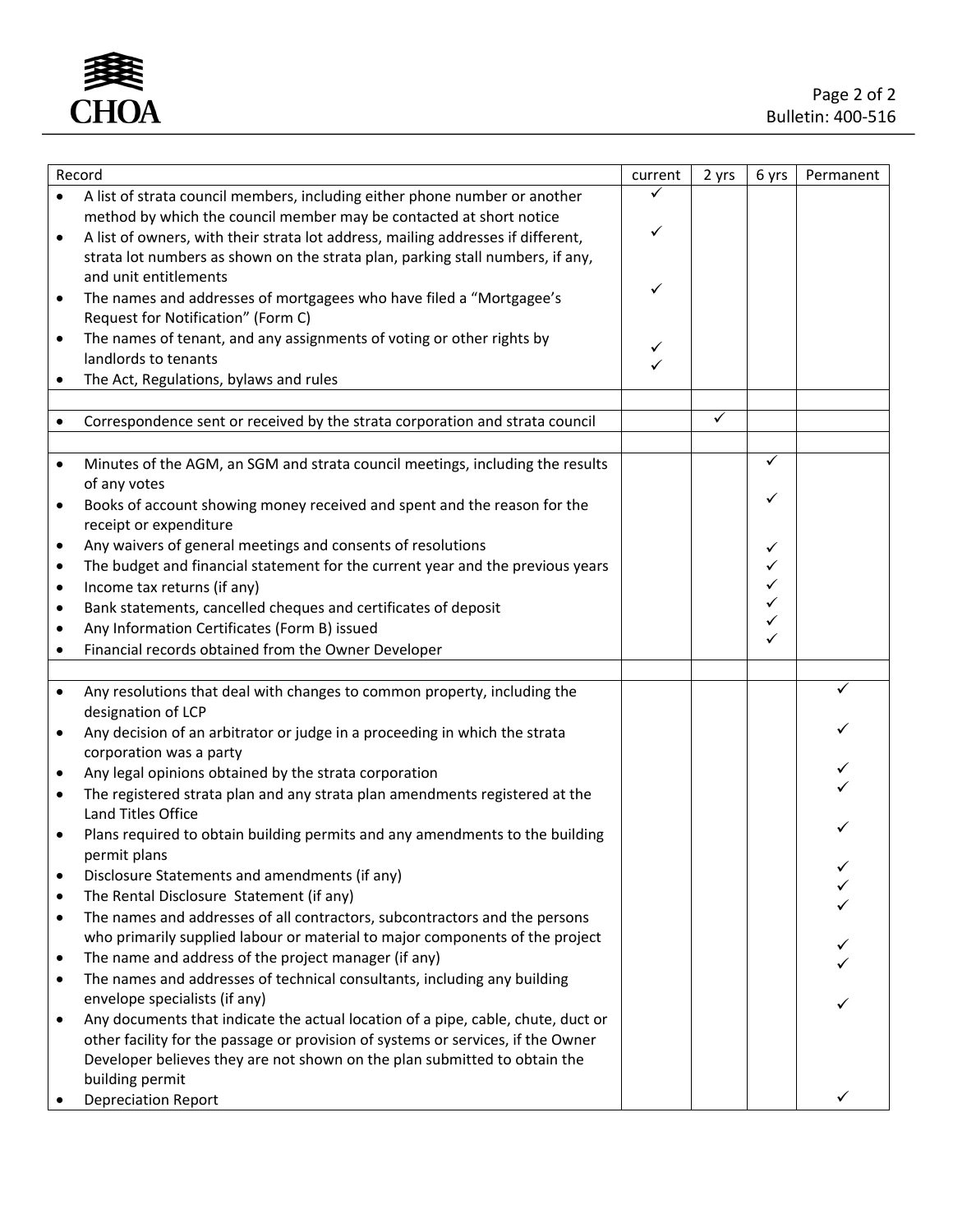| Record | current | 2 yrs | 6 yrs | Permanent |
|---|---|---|---|---|
| • A list of strata council members, including either phone number or another method by which the council member may be contacted at short notice | ✓ | | | |
| • A list of owners, with their strata lot address, mailing addresses if different, strata lot numbers as shown on the strata plan, parking stall numbers, if any, and unit entitlements | ✓ | | | |
| • The names and addresses of mortgagees who have filed a "Mortgagee's Request for Notification" (Form C) | ✓ | | | |
| • The names of tenant, and any assignments of voting or other rights by landlords to tenants | ✓ | | | |
| • The Act, Regulations, bylaws and rules | ✓ | | | |
| | | | | |
| • Correspondence sent or received by the strata corporation and strata council | | ✓ | | |
| | | | | |
| • Minutes of the AGM, an SGM and strata council meetings, including the results of any votes | | | ✓ | |
| • Books of account showing money received and spent and the reason for the receipt or expenditure | | | ✓ | |
| • Any waivers of general meetings and consents of resolutions | | | ✓ | |
| • The budget and financial statement for the current year and the previous years | | | ✓ | |
| • Income tax returns (if any) | | | ✓ | |
| • Bank statements, cancelled cheques and certificates of deposit | | | ✓ | |
| • Any Information Certificates (Form B) issued | | | ✓ | |
| • Financial records obtained from the Owner Developer | | | ✓ | |
| | | | | |
| • Any resolutions that deal with changes to common property, including the designation of LCP | | | | ✓ |
| • Any decision of an arbitrator or judge in a proceeding in which the strata corporation was a party | | | | ✓ |
| • Any legal opinions obtained by the strata corporation | | | | ✓ |
| • The registered strata plan and any strata plan amendments registered at the Land Titles Office | | | | ✓ |
| • Plans required to obtain building permits and any amendments to the building permit plans | | | | ✓ |
| • Disclosure Statements and amendments (if any) | | | | ✓ |
| • The Rental Disclosure Statement (if any) | | | | ✓ |
| • The names and addresses of all contractors, subcontractors and the persons who primarily supplied labour or material to major components of the project | | | | ✓ |
| • The name and address of the project manager (if any) | | | | ✓ |
| • The names and addresses of technical consultants, including any building envelope specialists (if any) | | | | ✓ |
| • Any documents that indicate the actual location of a pipe, cable, chute, duct or other facility for the passage or provision of systems or services, if the Owner Developer believes they are not shown on the plan submitted to obtain the building permit | | | | ✓ |
| • Depreciation Report | | | | ✓ |